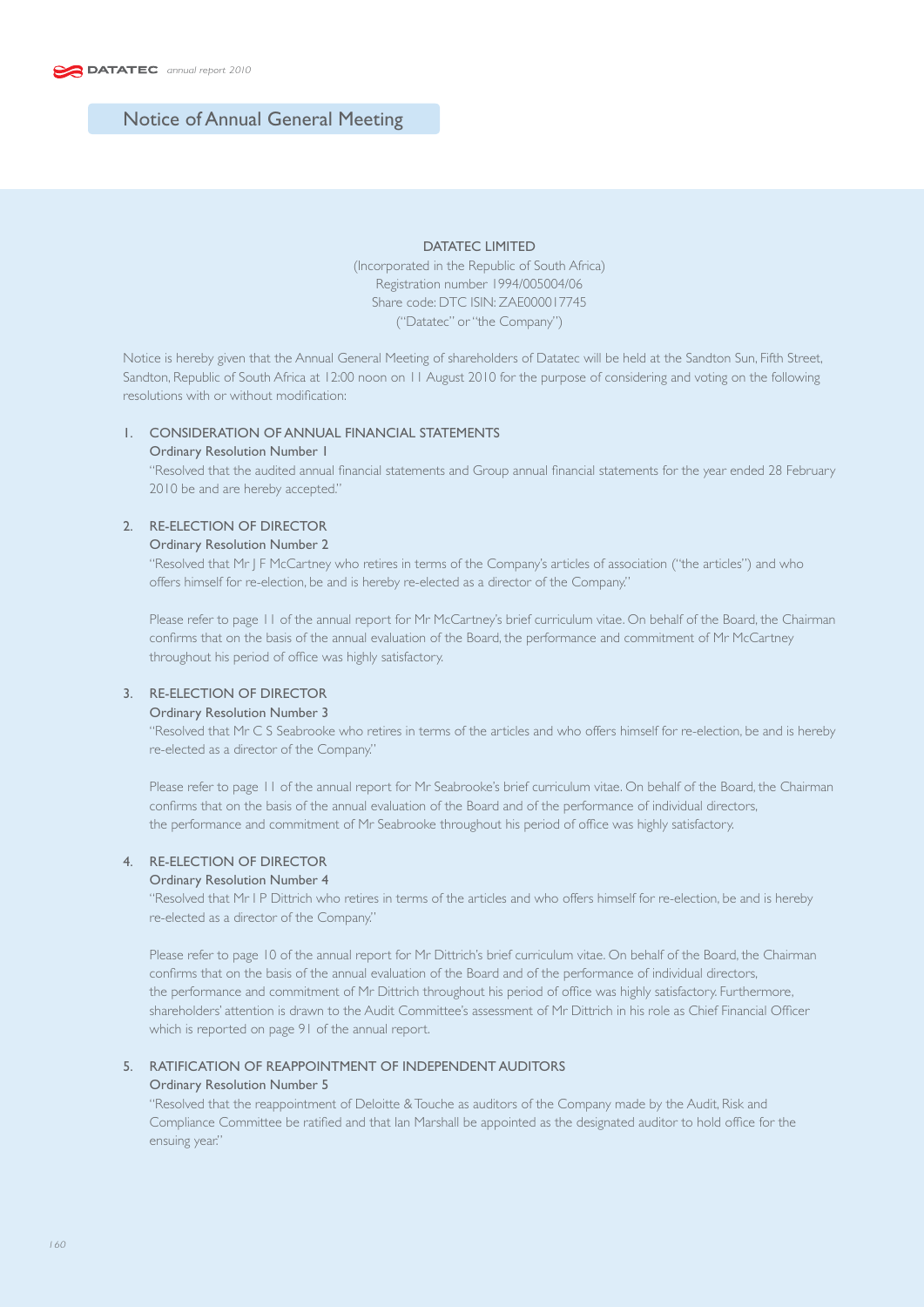# Notice of Annual General Meeting

**DATATEC LIMITED**
(Incorporated in the Republic of South Africa)
Registration number 1994/005004/06
Share code: DTC ISIN: ZAE000017745
("Datatec" or "the Company")

Notice is hereby given that the Annual General Meeting of shareholders of Datatec will be held at the Sandton Sun, Fifth Street, Sandton, Republic of South Africa at 12:00 noon on 11 August 2010 for the purpose of considering and voting on the following resolutions with or without modification:

## 1. CONSIDERATION OF ANNUAL FINANCIAL STATEMENTS

**Ordinary Resolution Number 1**

"Resolved that the audited annual financial statements and Group annual financial statements for the year ended 28 February 2010 be and are hereby accepted."

## 2. RE-ELECTION OF DIRECTOR

**Ordinary Resolution Number 2**

"Resolved that Mr J F McCartney who retires in terms of the Company's articles of association ("the articles") and who offers himself for re-election, be and is hereby re-elected as a director of the Company."

Please refer to page 11 of the annual report for Mr McCartney's brief curriculum vitae. On behalf of the Board, the Chairman confirms that on the basis of the annual evaluation of the Board, the performance and commitment of Mr McCartney throughout his period of office was highly satisfactory.

## 3. RE-ELECTION OF DIRECTOR

**Ordinary Resolution Number 3**

"Resolved that Mr C S Seabrooke who retires in terms of the articles and who offers himself for re-election, be and is hereby re-elected as a director of the Company."

Please refer to page 11 of the annual report for Mr Seabrooke's brief curriculum vitae. On behalf of the Board, the Chairman confirms that on the basis of the annual evaluation of the Board and of the performance of individual directors, the performance and commitment of Mr Seabrooke throughout his period of office was highly satisfactory.

## 4. RE-ELECTION OF DIRECTOR

**Ordinary Resolution Number 4**

"Resolved that Mr I P Dittrich who retires in terms of the articles and who offers himself for re-election, be and is hereby re-elected as a director of the Company."

Please refer to page 10 of the annual report for Mr Dittrich's brief curriculum vitae. On behalf of the Board, the Chairman confirms that on the basis of the annual evaluation of the Board and of the performance of individual directors, the performance and commitment of Mr Dittrich throughout his period of office was highly satisfactory. Furthermore, shareholders' attention is drawn to the Audit Committee's assessment of Mr Dittrich in his role as Chief Financial Officer which is reported on page 91 of the annual report.

## 5. RATIFICATION OF REAPPOINTMENT OF INDEPENDENT AUDITORS

**Ordinary Resolution Number 5**

"Resolved that the reappointment of Deloitte & Touche as auditors of the Company made by the Audit, Risk and Compliance Committee be ratified and that Ian Marshall be appointed as the designated auditor to hold office for the ensuing year."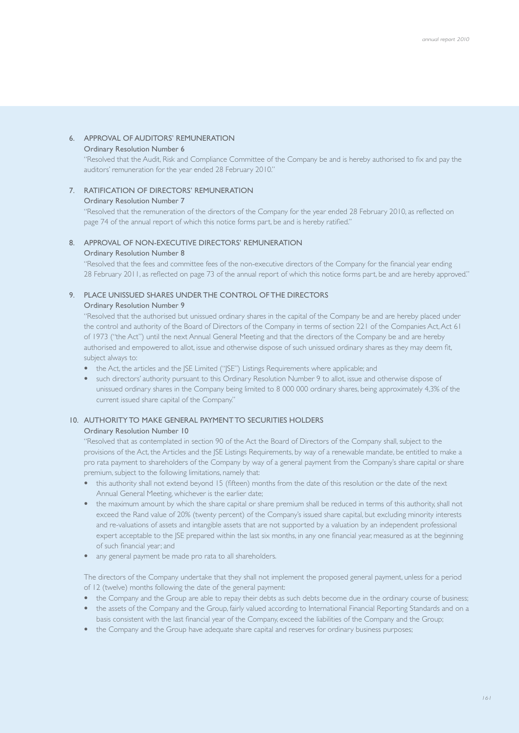### 6. APPROVAL OF AUDITORS' REMUNERATION

**Ordinary Resolution Number 6**

"Resolved that the Audit, Risk and Compliance Committee of the Company be and is hereby authorised to fix and pay the auditors' remuneration for the year ended 28 February 2010."

### 7. RATIFICATION OF DIRECTORS' REMUNERATION

**Ordinary Resolution Number 7**

"Resolved that the remuneration of the directors of the Company for the year ended 28 February 2010, as reflected on page 74 of the annual report of which this notice forms part, be and is hereby ratified."

### 8. APPROVAL OF NON-EXECUTIVE DIRECTORS' REMUNERATION

**Ordinary Resolution Number 8**

"Resolved that the fees and committee fees of the non-executive directors of the Company for the financial year ending 28 February 2011, as reflected on page 73 of the annual report of which this notice forms part, be and are hereby approved."

### 9. PLACE UNISSUED SHARES UNDER THE CONTROL OF THE DIRECTORS

**Ordinary Resolution Number 9**

"Resolved that the authorised but unissued ordinary shares in the capital of the Company be and are hereby placed under the control and authority of the Board of Directors of the Company in terms of section 221 of the Companies Act, Act 61 of 1973 ("the Act") until the next Annual General Meeting and that the directors of the Company be and are hereby authorised and empowered to allot, issue and otherwise dispose of such unissued ordinary shares as they may deem fit, subject always to:

- the Act, the articles and the JSE Limited ("JSE") Listings Requirements where applicable; and
- such directors' authority pursuant to this Ordinary Resolution Number 9 to allot, issue and otherwise dispose of unissued ordinary shares in the Company being limited to 8 000 000 ordinary shares, being approximately 4,3% of the current issued share capital of the Company."

### 10. AUTHORITY TO MAKE GENERAL PAYMENT TO SECURITIES HOLDERS

**Ordinary Resolution Number 10**

"Resolved that as contemplated in section 90 of the Act the Board of Directors of the Company shall, subject to the provisions of the Act, the Articles and the JSE Listings Requirements, by way of a renewable mandate, be entitled to make a pro rata payment to shareholders of the Company by way of a general payment from the Company's share capital or share premium, subject to the following limitations, namely that:

- this authority shall not extend beyond 15 (fifteen) months from the date of this resolution or the date of the next Annual General Meeting, whichever is the earlier date;
- the maximum amount by which the share capital or share premium shall be reduced in terms of this authority, shall not exceed the Rand value of 20% (twenty percent) of the Company's issued share capital, but excluding minority interests and re-valuations of assets and intangible assets that are not supported by a valuation by an independent professional expert acceptable to the JSE prepared within the last six months, in any one financial year, measured as at the beginning of such financial year; and
- any general payment be made pro rata to all shareholders.

The directors of the Company undertake that they shall not implement the proposed general payment, unless for a period of 12 (twelve) months following the date of the general payment:

- the Company and the Group are able to repay their debts as such debts become due in the ordinary course of business;
- the assets of the Company and the Group, fairly valued according to International Financial Reporting Standards and on a basis consistent with the last financial year of the Company, exceed the liabilities of the Company and the Group;
- the Company and the Group have adequate share capital and reserves for ordinary business purposes;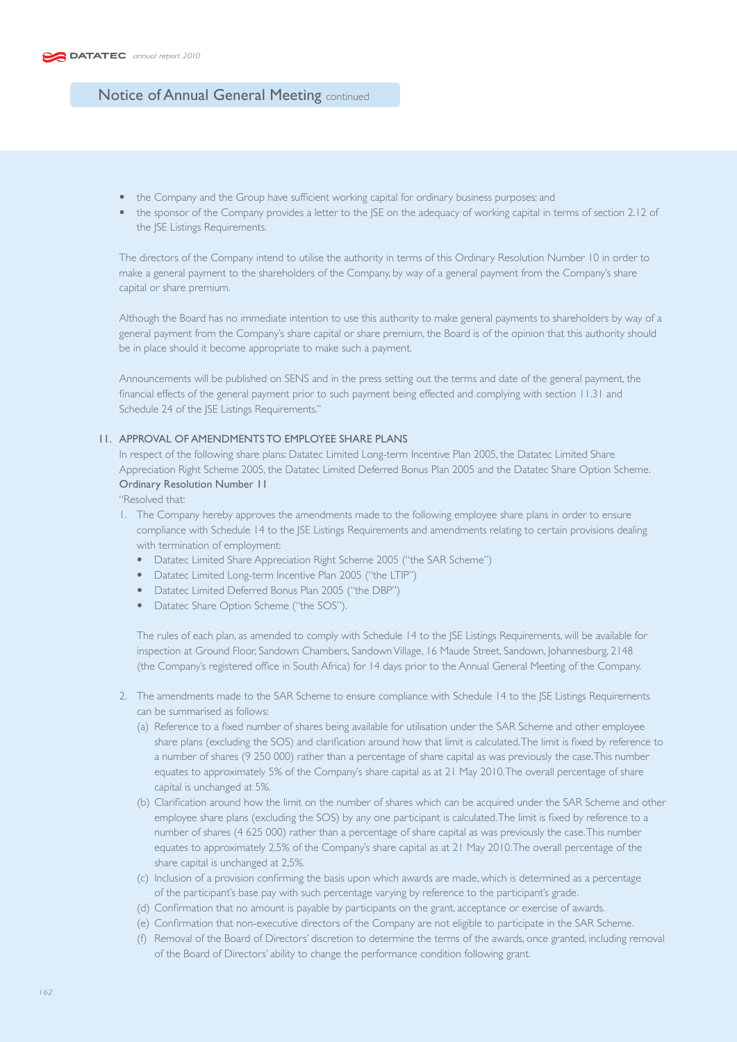- the Company and the Group have sufficient working capital for ordinary business purposes; and
- the sponsor of the Company provides a letter to the JSE on the adequacy of working capital in terms of section 2.12 of the JSE Listings Requirements.

The directors of the Company intend to utilise the authority in terms of this Ordinary Resolution Number 10 in order to make a general payment to the shareholders of the Company, by way of a general payment from the Company's share capital or share premium.

Although the Board has no immediate intention to use this authority to make general payments to shareholders by way of a general payment from the Company's share capital or share premium, the Board is of the opinion that this authority should be in place should it become appropriate to make such a payment.

Announcements will be published on SENS and in the press setting out the terms and date of the general payment, the financial effects of the general payment prior to such payment being effected and complying with section 11.31 and Schedule 24 of the JSE Listings Requirements."

## 11. APPROVAL OF AMENDMENTS TO EMPLOYEE SHARE PLANS

In respect of the following share plans: Datatec Limited Long-term Incentive Plan 2005, the Datatec Limited Share Appreciation Right Scheme 2005, the Datatec Limited Deferred Bonus Plan 2005 and the Datatec Share Option Scheme.

**Ordinary Resolution Number 11**

"Resolved that:

1. The Company hereby approves the amendments made to the following employee share plans in order to ensure compliance with Schedule 14 to the JSE Listings Requirements and amendments relating to certain provisions dealing with termination of employment:
   - Datatec Limited Share Appreciation Right Scheme 2005 ("the SAR Scheme")
   - Datatec Limited Long-term Incentive Plan 2005 ("the LTIP")
   - Datatec Limited Deferred Bonus Plan 2005 ("the DBP")
   - Datatec Share Option Scheme ("the SOS").

   The rules of each plan, as amended to comply with Schedule 14 to the JSE Listings Requirements, will be available for inspection at Ground Floor, Sandown Chambers, Sandown Village, 16 Maude Street, Sandown, Johannesburg, 2148 (the Company's registered office in South Africa) for 14 days prior to the Annual General Meeting of the Company.

2. The amendments made to the SAR Scheme to ensure compliance with Schedule 14 to the JSE Listings Requirements can be summarised as follows:
   (a) Reference to a fixed number of shares being available for utilisation under the SAR Scheme and other employee share plans (excluding the SOS) and clarification around how that limit is calculated. The limit is fixed by reference to a number of shares (9 250 000) rather than a percentage of share capital as was previously the case. This number equates to approximately 5% of the Company's share capital as at 21 May 2010. The overall percentage of share capital is unchanged at 5%.
   (b) Clarification around how the limit on the number of shares which can be acquired under the SAR Scheme and other employee share plans (excluding the SOS) by any one participant is calculated. The limit is fixed by reference to a number of shares (4 625 000) rather than a percentage of share capital as was previously the case. This number equates to approximately 2,5% of the Company's share capital as at 21 May 2010. The overall percentage of the share capital is unchanged at 2,5%.
   (c) Inclusion of a provision confirming the basis upon which awards are made, which is determined as a percentage of the participant's base pay with such percentage varying by reference to the participant's grade.
   (d) Confirmation that no amount is payable by participants on the grant, acceptance or exercise of awards.
   (e) Confirmation that non-executive directors of the Company are not eligible to participate in the SAR Scheme.
   (f) Removal of the Board of Directors' discretion to determine the terms of the awards, once granted, including removal of the Board of Directors' ability to change the performance condition following grant.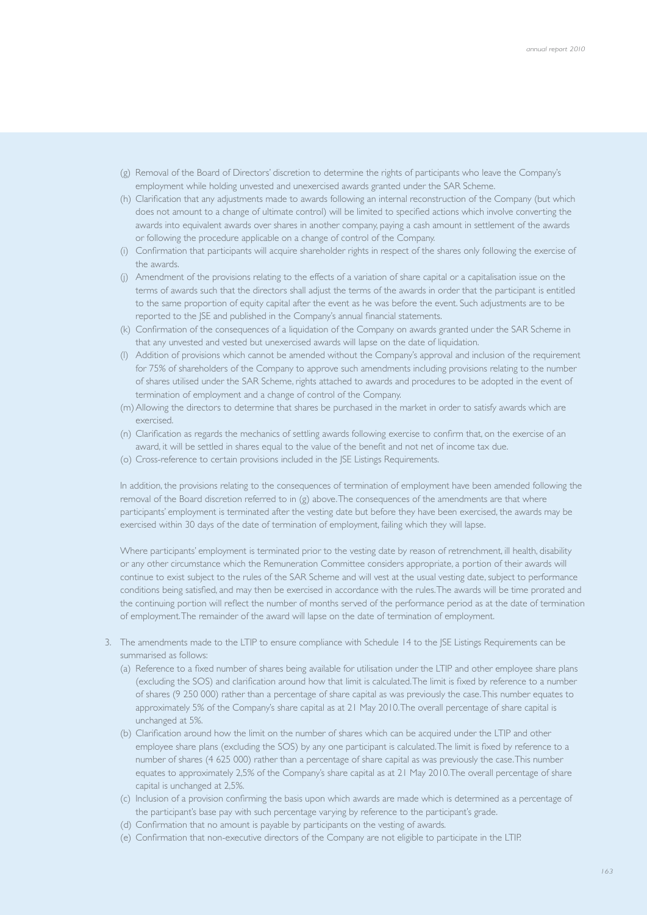(g) Removal of the Board of Directors' discretion to determine the rights of participants who leave the Company's employment while holding unvested and unexercised awards granted under the SAR Scheme.

(h) Clarification that any adjustments made to awards following an internal reconstruction of the Company (but which does not amount to a change of ultimate control) will be limited to specified actions which involve converting the awards into equivalent awards over shares in another company, paying a cash amount in settlement of the awards or following the procedure applicable on a change of control of the Company.

(i) Confirmation that participants will acquire shareholder rights in respect of the shares only following the exercise of the awards.

(j) Amendment of the provisions relating to the effects of a variation of share capital or a capitalisation issue on the terms of awards such that the directors shall adjust the terms of the awards in order that the participant is entitled to the same proportion of equity capital after the event as he was before the event. Such adjustments are to be reported to the JSE and published in the Company's annual financial statements.

(k) Confirmation of the consequences of a liquidation of the Company on awards granted under the SAR Scheme in that any unvested and vested but unexercised awards will lapse on the date of liquidation.

(l) Addition of provisions which cannot be amended without the Company's approval and inclusion of the requirement for 75% of shareholders of the Company to approve such amendments including provisions relating to the number of shares utilised under the SAR Scheme, rights attached to awards and procedures to be adopted in the event of termination of employment and a change of control of the Company.

(m) Allowing the directors to determine that shares be purchased in the market in order to satisfy awards which are exercised.

(n) Clarification as regards the mechanics of settling awards following exercise to confirm that, on the exercise of an award, it will be settled in shares equal to the value of the benefit and not net of income tax due.

(o) Cross-reference to certain provisions included in the JSE Listings Requirements.

In addition, the provisions relating to the consequences of termination of employment have been amended following the removal of the Board discretion referred to in (g) above. The consequences of the amendments are that where participants' employment is terminated after the vesting date but before they have been exercised, the awards may be exercised within 30 days of the date of termination of employment, failing which they will lapse.

Where participants' employment is terminated prior to the vesting date by reason of retrenchment, ill health, disability or any other circumstance which the Remuneration Committee considers appropriate, a portion of their awards will continue to exist subject to the rules of the SAR Scheme and will vest at the usual vesting date, subject to performance conditions being satisfied, and may then be exercised in accordance with the rules. The awards will be time prorated and the continuing portion will reflect the number of months served of the performance period as at the date of termination of employment. The remainder of the award will lapse on the date of termination of employment.

3. The amendments made to the LTIP to ensure compliance with Schedule 14 to the JSE Listings Requirements can be summarised as follows:

   (a) Reference to a fixed number of shares being available for utilisation under the LTIP and other employee share plans (excluding the SOS) and clarification around how that limit is calculated. The limit is fixed by reference to a number of shares (9 250 000) rather than a percentage of share capital as was previously the case. This number equates to approximately 5% of the Company's share capital as at 21 May 2010. The overall percentage of share capital is unchanged at 5%.

   (b) Clarification around how the limit on the number of shares which can be acquired under the LTIP and other employee share plans (excluding the SOS) by any one participant is calculated. The limit is fixed by reference to a number of shares (4 625 000) rather than a percentage of share capital as was previously the case. This number equates to approximately 2,5% of the Company's share capital as at 21 May 2010. The overall percentage of share capital is unchanged at 2,5%.

   (c) Inclusion of a provision confirming the basis upon which awards are made which is determined as a percentage of the participant's base pay with such percentage varying by reference to the participant's grade.

   (d) Confirmation that no amount is payable by participants on the vesting of awards.

   (e) Confirmation that non-executive directors of the Company are not eligible to participate in the LTIP.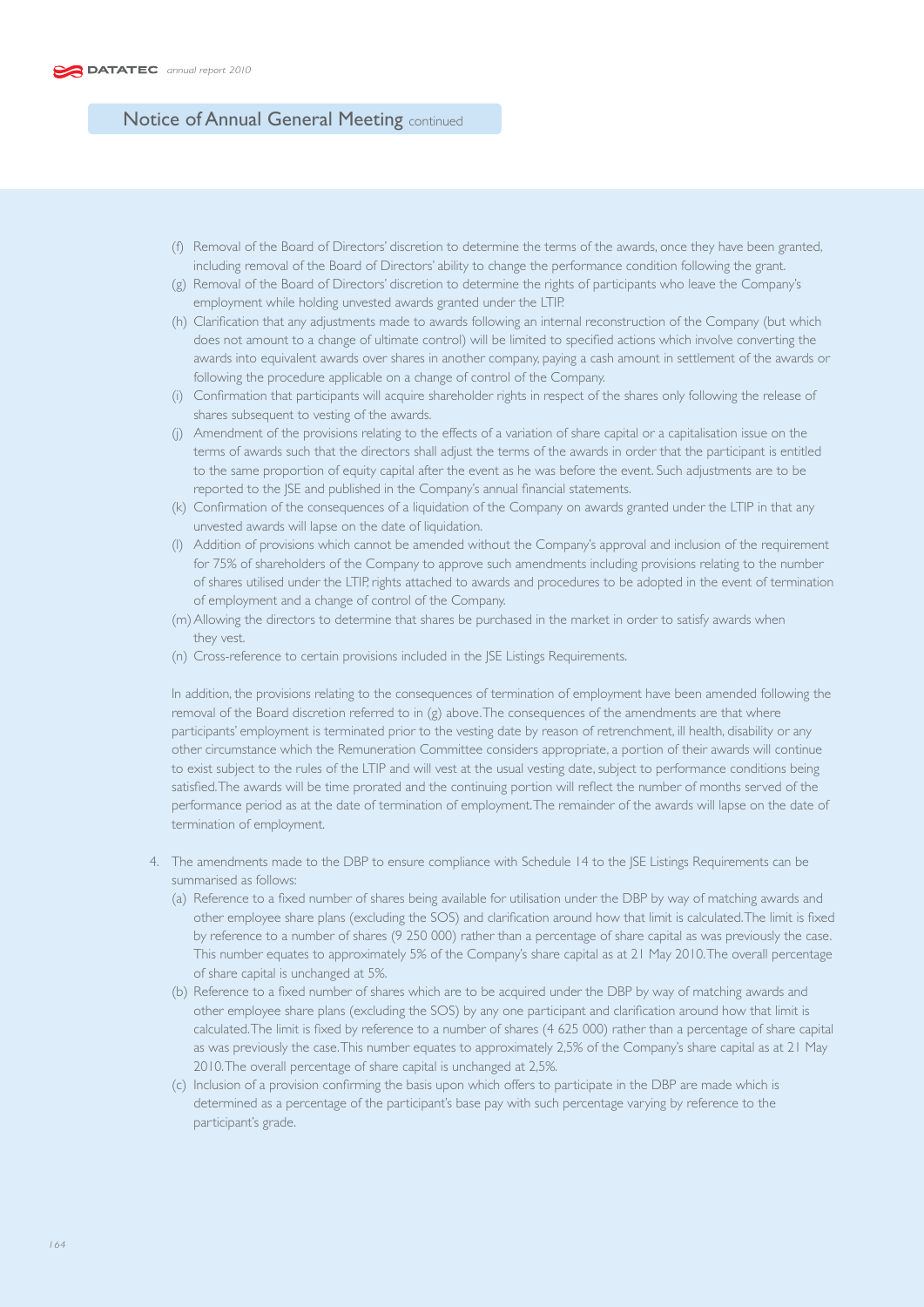## Notice of Annual General Meeting continued

(f) Removal of the Board of Directors' discretion to determine the terms of the awards, once they have been granted, including removal of the Board of Directors' ability to change the performance condition following the grant.

(g) Removal of the Board of Directors' discretion to determine the rights of participants who leave the Company's employment while holding unvested awards granted under the LTIP.

(h) Clarification that any adjustments made to awards following an internal reconstruction of the Company (but which does not amount to a change of ultimate control) will be limited to specified actions which involve converting the awards into equivalent awards over shares in another company, paying a cash amount in settlement of the awards or following the procedure applicable on a change of control of the Company.

(i) Confirmation that participants will acquire shareholder rights in respect of the shares only following the release of shares subsequent to vesting of the awards.

(j) Amendment of the provisions relating to the effects of a variation of share capital or a capitalisation issue on the terms of awards such that the directors shall adjust the terms of the awards in order that the participant is entitled to the same proportion of equity capital after the event as he was before the event. Such adjustments are to be reported to the JSE and published in the Company's annual financial statements.

(k) Confirmation of the consequences of a liquidation of the Company on awards granted under the LTIP in that any unvested awards will lapse on the date of liquidation.

(l) Addition of provisions which cannot be amended without the Company's approval and inclusion of the requirement for 75% of shareholders of the Company to approve such amendments including provisions relating to the number of shares utilised under the LTIP, rights attached to awards and procedures to be adopted in the event of termination of employment and a change of control of the Company.

(m) Allowing the directors to determine that shares be purchased in the market in order to satisfy awards when they vest.

(n) Cross-reference to certain provisions included in the JSE Listings Requirements.

In addition, the provisions relating to the consequences of termination of employment have been amended following the removal of the Board discretion referred to in (g) above. The consequences of the amendments are that where participants' employment is terminated prior to the vesting date by reason of retrenchment, ill health, disability or any other circumstance which the Remuneration Committee considers appropriate, a portion of their awards will continue to exist subject to the rules of the LTIP and will vest at the usual vesting date, subject to performance conditions being satisfied. The awards will be time prorated and the continuing portion will reflect the number of months served of the performance period as at the date of termination of employment. The remainder of the awards will lapse on the date of termination of employment.

4. The amendments made to the DBP to ensure compliance with Schedule 14 to the JSE Listings Requirements can be summarised as follows:

   (a) Reference to a fixed number of shares being available for utilisation under the DBP by way of matching awards and other employee share plans (excluding the SOS) and clarification around how that limit is calculated. The limit is fixed by reference to a number of shares (9 250 000) rather than a percentage of share capital as was previously the case. This number equates to approximately 5% of the Company's share capital as at 21 May 2010. The overall percentage of share capital is unchanged at 5%.

   (b) Reference to a fixed number of shares which are to be acquired under the DBP by way of matching awards and other employee share plans (excluding the SOS) by any one participant and clarification around how that limit is calculated. The limit is fixed by reference to a number of shares (4 625 000) rather than a percentage of share capital as was previously the case. This number equates to approximately 2,5% of the Company's share capital as at 21 May 2010. The overall percentage of share capital is unchanged at 2,5%.

   (c) Inclusion of a provision confirming the basis upon which offers to participate in the DBP are made which is determined as a percentage of the participant's base pay with such percentage varying by reference to the participant's grade.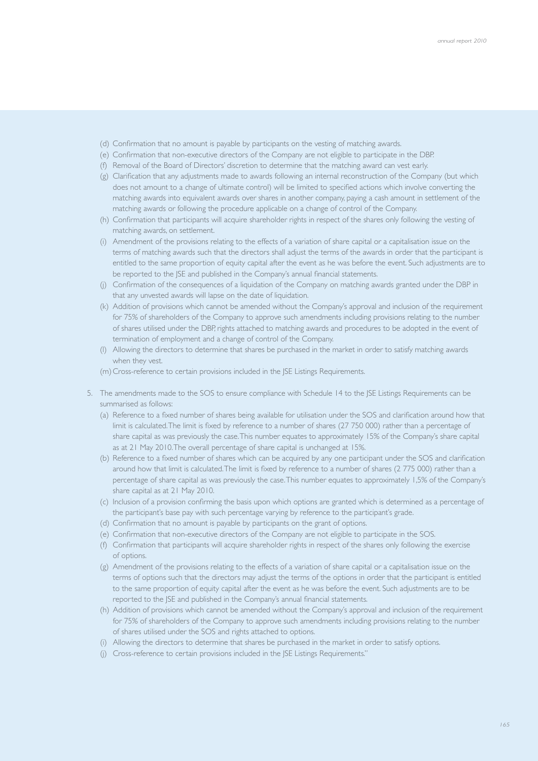(d) Confirmation that no amount is payable by participants on the vesting of matching awards.

(e) Confirmation that non-executive directors of the Company are not eligible to participate in the DBP.

(f) Removal of the Board of Directors' discretion to determine that the matching award can vest early.

(g) Clarification that any adjustments made to awards following an internal reconstruction of the Company (but which does not amount to a change of ultimate control) will be limited to specified actions which involve converting the matching awards into equivalent awards over shares in another company, paying a cash amount in settlement of the matching awards or following the procedure applicable on a change of control of the Company.

(h) Confirmation that participants will acquire shareholder rights in respect of the shares only following the vesting of matching awards, on settlement.

(i) Amendment of the provisions relating to the effects of a variation of share capital or a capitalisation issue on the terms of matching awards such that the directors shall adjust the terms of the awards in order that the participant is entitled to the same proportion of equity capital after the event as he was before the event. Such adjustments are to be reported to the JSE and published in the Company's annual financial statements.

(j) Confirmation of the consequences of a liquidation of the Company on matching awards granted under the DBP in that any unvested awards will lapse on the date of liquidation.

(k) Addition of provisions which cannot be amended without the Company's approval and inclusion of the requirement for 75% of shareholders of the Company to approve such amendments including provisions relating to the number of shares utilised under the DBP, rights attached to matching awards and procedures to be adopted in the event of termination of employment and a change of control of the Company.

(l) Allowing the directors to determine that shares be purchased in the market in order to satisfy matching awards when they vest.

(m) Cross-reference to certain provisions included in the JSE Listings Requirements.

5. The amendments made to the SOS to ensure compliance with Schedule 14 to the JSE Listings Requirements can be summarised as follows:

   (a) Reference to a fixed number of shares being available for utilisation under the SOS and clarification around how that limit is calculated. The limit is fixed by reference to a number of shares (27 750 000) rather than a percentage of share capital as was previously the case. This number equates to approximately 15% of the Company's share capital as at 21 May 2010. The overall percentage of share capital is unchanged at 15%.

   (b) Reference to a fixed number of shares which can be acquired by any one participant under the SOS and clarification around how that limit is calculated. The limit is fixed by reference to a number of shares (2 775 000) rather than a percentage of share capital as was previously the case. This number equates to approximately 1,5% of the Company's share capital as at 21 May 2010.

   (c) Inclusion of a provision confirming the basis upon which options are granted which is determined as a percentage of the participant's base pay with such percentage varying by reference to the participant's grade.

   (d) Confirmation that no amount is payable by participants on the grant of options.

   (e) Confirmation that non-executive directors of the Company are not eligible to participate in the SOS.

   (f) Confirmation that participants will acquire shareholder rights in respect of the shares only following the exercise of options.

   (g) Amendment of the provisions relating to the effects of a variation of share capital or a capitalisation issue on the terms of options such that the directors may adjust the terms of the options in order that the participant is entitled to the same proportion of equity capital after the event as he was before the event. Such adjustments are to be reported to the JSE and published in the Company's annual financial statements.

   (h) Addition of provisions which cannot be amended without the Company's approval and inclusion of the requirement for 75% of shareholders of the Company to approve such amendments including provisions relating to the number of shares utilised under the SOS and rights attached to options.

   (i) Allowing the directors to determine that shares be purchased in the market in order to satisfy options.

   (j) Cross-reference to certain provisions included in the JSE Listings Requirements."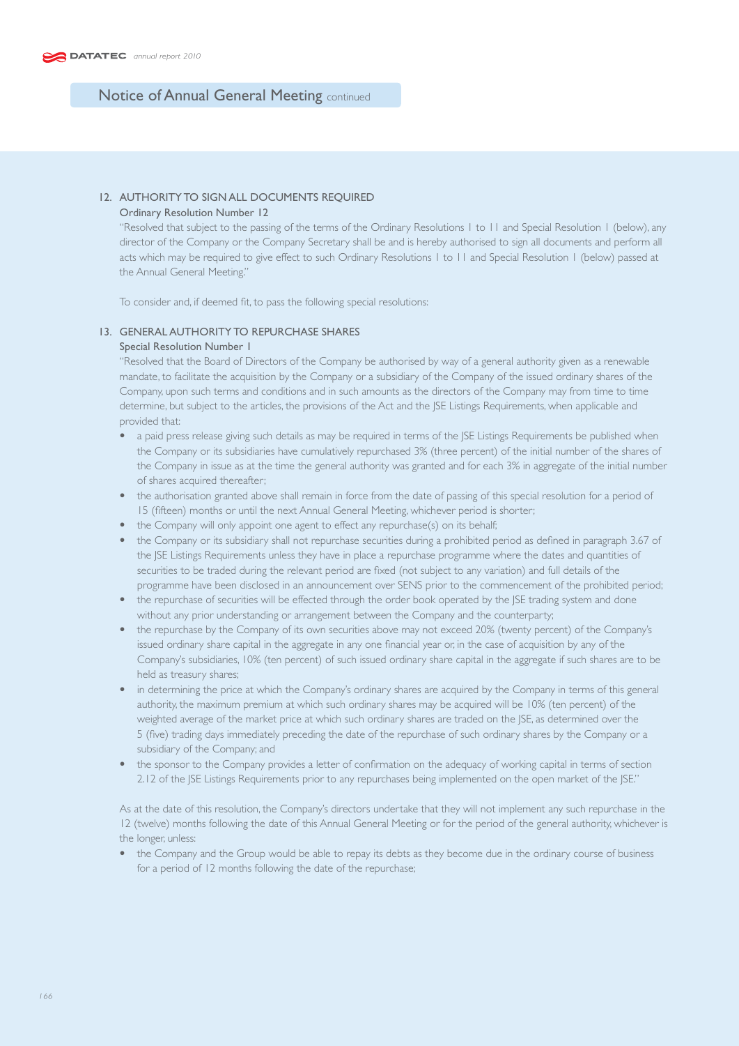## Notice of Annual General Meeting continued

### 12. AUTHORITY TO SIGN ALL DOCUMENTS REQUIRED

**Ordinary Resolution Number 12**

"Resolved that subject to the passing of the terms of the Ordinary Resolutions 1 to 11 and Special Resolution 1 (below), any director of the Company or the Company Secretary shall be and is hereby authorised to sign all documents and perform all acts which may be required to give effect to such Ordinary Resolutions 1 to 11 and Special Resolution 1 (below) passed at the Annual General Meeting."

To consider and, if deemed fit, to pass the following special resolutions:

### 13. GENERAL AUTHORITY TO REPURCHASE SHARES

**Special Resolution Number 1**

"Resolved that the Board of Directors of the Company be authorised by way of a general authority given as a renewable mandate, to facilitate the acquisition by the Company or a subsidiary of the Company of the issued ordinary shares of the Company, upon such terms and conditions and in such amounts as the directors of the Company may from time to time determine, but subject to the articles, the provisions of the Act and the JSE Listings Requirements, when applicable and provided that:

- a paid press release giving such details as may be required in terms of the JSE Listings Requirements be published when the Company or its subsidiaries have cumulatively repurchased 3% (three percent) of the initial number of the shares of the Company in issue as at the time the general authority was granted and for each 3% in aggregate of the initial number of shares acquired thereafter;
- the authorisation granted above shall remain in force from the date of passing of this special resolution for a period of 15 (fifteen) months or until the next Annual General Meeting, whichever period is shorter;
- the Company will only appoint one agent to effect any repurchase(s) on its behalf;
- the Company or its subsidiary shall not repurchase securities during a prohibited period as defined in paragraph 3.67 of the JSE Listings Requirements unless they have in place a repurchase programme where the dates and quantities of securities to be traded during the relevant period are fixed (not subject to any variation) and full details of the programme have been disclosed in an announcement over SENS prior to the commencement of the prohibited period;
- the repurchase of securities will be effected through the order book operated by the JSE trading system and done without any prior understanding or arrangement between the Company and the counterparty;
- the repurchase by the Company of its own securities above may not exceed 20% (twenty percent) of the Company's issued ordinary share capital in the aggregate in any one financial year or, in the case of acquisition by any of the Company's subsidiaries, 10% (ten percent) of such issued ordinary share capital in the aggregate if such shares are to be held as treasury shares;
- in determining the price at which the Company's ordinary shares are acquired by the Company in terms of this general authority, the maximum premium at which such ordinary shares may be acquired will be 10% (ten percent) of the weighted average of the market price at which such ordinary shares are traded on the JSE, as determined over the 5 (five) trading days immediately preceding the date of the repurchase of such ordinary shares by the Company or a subsidiary of the Company; and
- the sponsor to the Company provides a letter of confirmation on the adequacy of working capital in terms of section 2.12 of the JSE Listings Requirements prior to any repurchases being implemented on the open market of the JSE."

As at the date of this resolution, the Company's directors undertake that they will not implement any such repurchase in the 12 (twelve) months following the date of this Annual General Meeting or for the period of the general authority, whichever is the longer, unless:

- the Company and the Group would be able to repay its debts as they become due in the ordinary course of business for a period of 12 months following the date of the repurchase;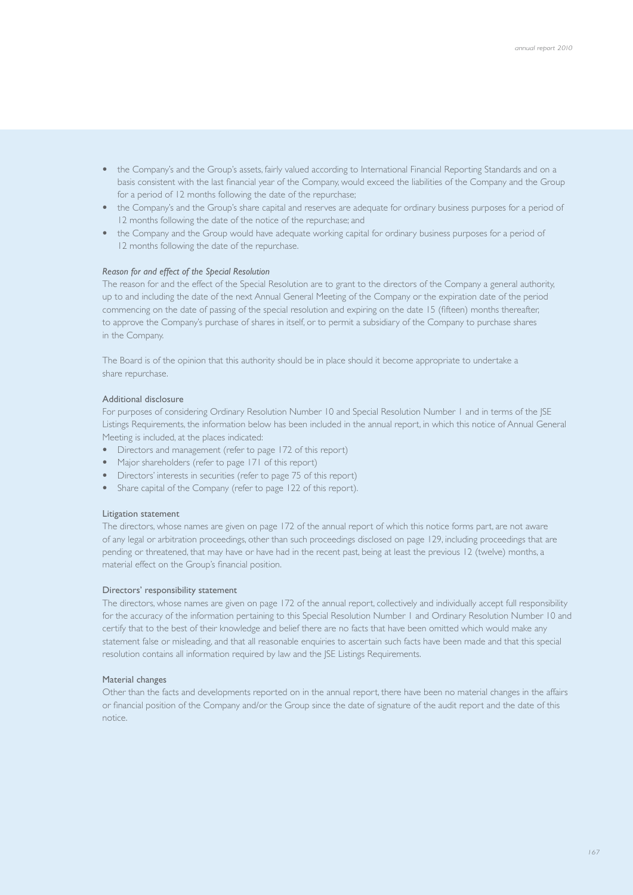- the Company's and the Group's assets, fairly valued according to International Financial Reporting Standards and on a basis consistent with the last financial year of the Company, would exceed the liabilities of the Company and the Group for a period of 12 months following the date of the repurchase;
- the Company's and the Group's share capital and reserves are adequate for ordinary business purposes for a period of 12 months following the date of the notice of the repurchase; and
- the Company and the Group would have adequate working capital for ordinary business purposes for a period of 12 months following the date of the repurchase.

*Reason for and effect of the Special Resolution*

The reason for and the effect of the Special Resolution are to grant to the directors of the Company a general authority, up to and including the date of the next Annual General Meeting of the Company or the expiration date of the period commencing on the date of passing of the special resolution and expiring on the date 15 (fifteen) months thereafter, to approve the Company's purchase of shares in itself, or to permit a subsidiary of the Company to purchase shares in the Company.

The Board is of the opinion that this authority should be in place should it become appropriate to undertake a share repurchase.

### Additional disclosure

For purposes of considering Ordinary Resolution Number 10 and Special Resolution Number 1 and in terms of the JSE Listings Requirements, the information below has been included in the annual report, in which this notice of Annual General Meeting is included, at the places indicated:

- Directors and management (refer to page 172 of this report)
- Major shareholders (refer to page 171 of this report)
- Directors' interests in securities (refer to page 75 of this report)
- Share capital of the Company (refer to page 122 of this report).

### Litigation statement

The directors, whose names are given on page 172 of the annual report of which this notice forms part, are not aware of any legal or arbitration proceedings, other than such proceedings disclosed on page 129, including proceedings that are pending or threatened, that may have or have had in the recent past, being at least the previous 12 (twelve) months, a material effect on the Group's financial position.

### Directors' responsibility statement

The directors, whose names are given on page 172 of the annual report, collectively and individually accept full responsibility for the accuracy of the information pertaining to this Special Resolution Number 1 and Ordinary Resolution Number 10 and certify that to the best of their knowledge and belief there are no facts that have been omitted which would make any statement false or misleading, and that all reasonable enquiries to ascertain such facts have been made and that this special resolution contains all information required by law and the JSE Listings Requirements.

### Material changes

Other than the facts and developments reported on in the annual report, there have been no material changes in the affairs or financial position of the Company and/or the Group since the date of signature of the audit report and the date of this notice.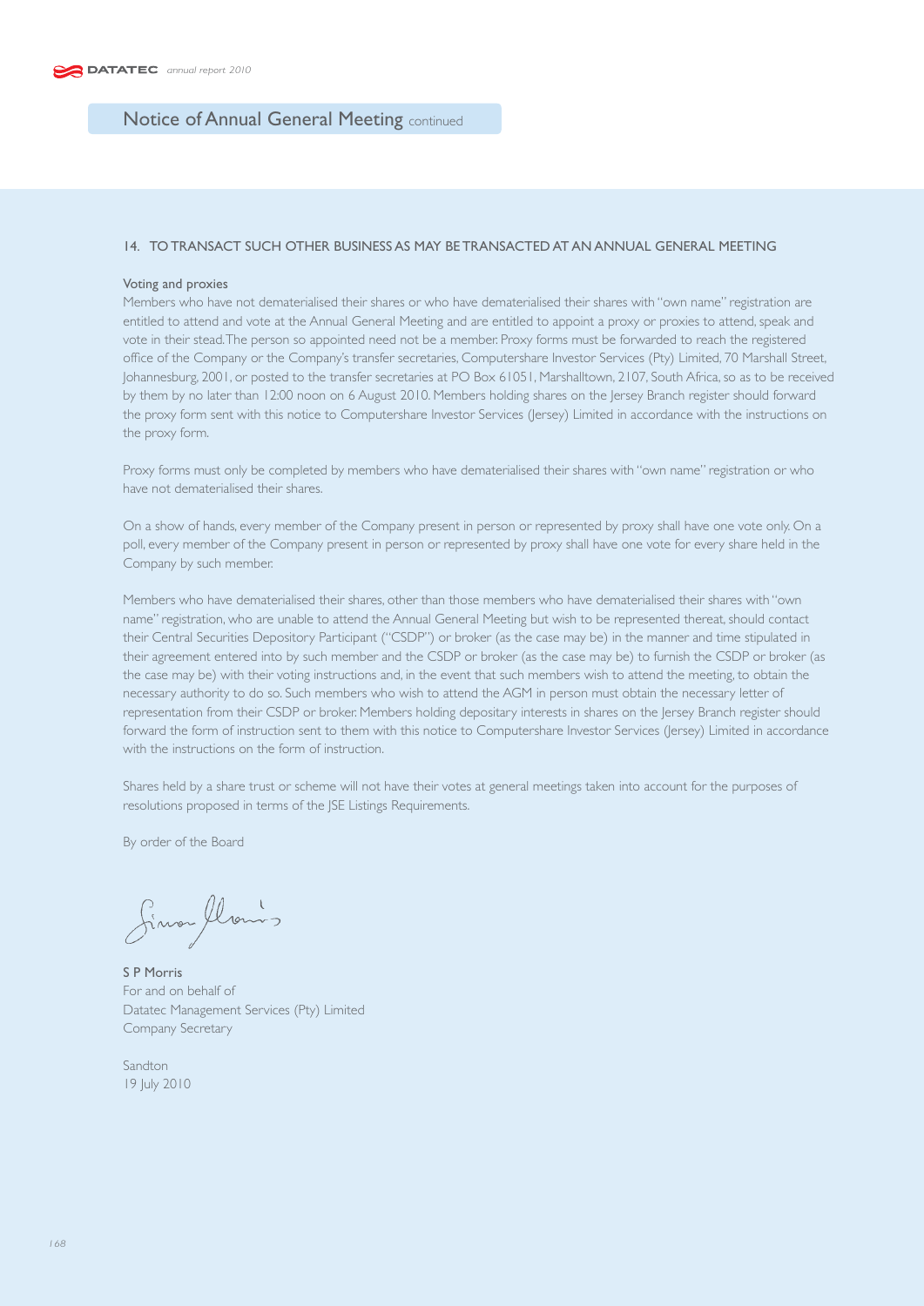## Notice of Annual General Meeting continued

### 14. TO TRANSACT SUCH OTHER BUSINESS AS MAY BE TRANSACTED AT AN ANNUAL GENERAL MEETING

**Voting and proxies**

Members who have not dematerialised their shares or who have dematerialised their shares with "own name" registration are entitled to attend and vote at the Annual General Meeting and are entitled to appoint a proxy or proxies to attend, speak and vote in their stead. The person so appointed need not be a member. Proxy forms must be forwarded to reach the registered office of the Company or the Company's transfer secretaries, Computershare Investor Services (Pty) Limited, 70 Marshall Street, Johannesburg, 2001, or posted to the transfer secretaries at PO Box 61051, Marshalltown, 2107, South Africa, so as to be received by them by no later than 12:00 noon on 6 August 2010. Members holding shares on the Jersey Branch register should forward the proxy form sent with this notice to Computershare Investor Services (Jersey) Limited in accordance with the instructions on the proxy form.

Proxy forms must only be completed by members who have dematerialised their shares with "own name" registration or who have not dematerialised their shares.

On a show of hands, every member of the Company present in person or represented by proxy shall have one vote only. On a poll, every member of the Company present in person or represented by proxy shall have one vote for every share held in the Company by such member.

Members who have dematerialised their shares, other than those members who have dematerialised their shares with "own name" registration, who are unable to attend the Annual General Meeting but wish to be represented thereat, should contact their Central Securities Depository Participant ("CSDP") or broker (as the case may be) in the manner and time stipulated in their agreement entered into by such member and the CSDP or broker (as the case may be) to furnish the CSDP or broker (as the case may be) with their voting instructions and, in the event that such members wish to attend the meeting, to obtain the necessary authority to do so. Such members who wish to attend the AGM in person must obtain the necessary letter of representation from their CSDP or broker. Members holding depositary interests in shares on the Jersey Branch register should forward the form of instruction sent to them with this notice to Computershare Investor Services (Jersey) Limited in accordance with the instructions on the form of instruction.

Shares held by a share trust or scheme will not have their votes at general meetings taken into account for the purposes of resolutions proposed in terms of the JSE Listings Requirements.

By order of the Board

S P Morris
For and on behalf of
Datatec Management Services (Pty) Limited
Company Secretary

Sandton
19 July 2010